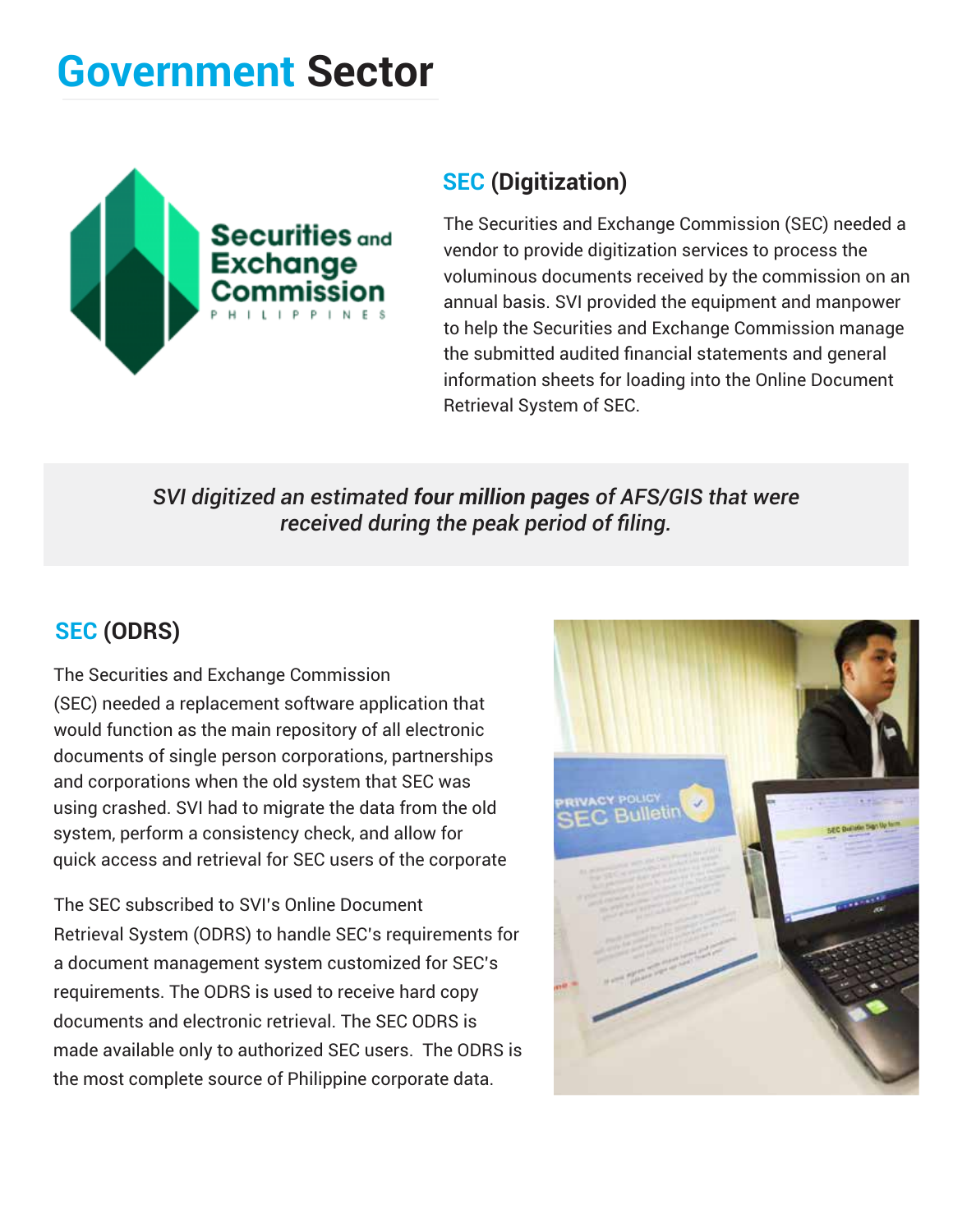# Government Sector

## SEC (Digitization)

The Securities and Exchange Commission (SEC) needed a vendor to provide digitization services to process the voluminous documents received by the commission on an annual basis. SVI provided the equipment and manpower to help the Securities and Exchange Commission manage the submitted audited financial statements and general information sheets for loading into the Online Document Retrieval System of SEC.

*SVI digitized an estimated **four million pages** of AFS/GIS that were received during the peak period of filing.*

## SEC (ODRS)

The Securities and Exchange Commission (SEC) needed a replacement software application that would function as the main repository of all electronic documents of single person corporations, partnerships and corporations when the old system that SEC was using crashed. SVI had to migrate the data from the old system, perform a consistency check, and allow for quick access and retrieval for SEC users of the corporate

The SEC subscribed to SVI's Online Document Retrieval System (ODRS) to handle SEC's requirements for a document management system customized for SEC's requirements. The ODRS is used to receive hard copy documents and electronic retrieval. The SEC ODRS is made available only to authorized SEC users. The ODRS is the most complete source of Philippine corporate data.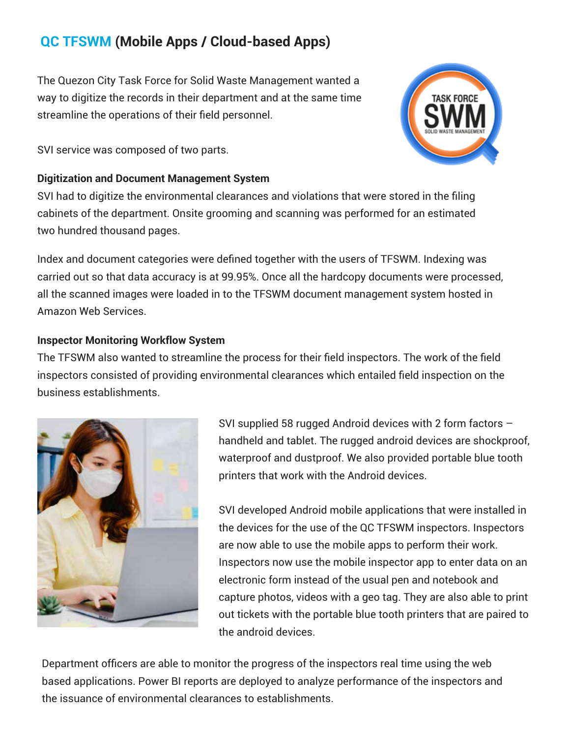## QC TFSWM (Mobile Apps / Cloud-based Apps)

The Quezon City Task Force for Solid Waste Management wanted a way to digitize the records in their department and at the same time streamline the operations of their field personnel.

SVI service was composed of two parts.

**Digitization and Document Management System**

SVI had to digitize the environmental clearances and violations that were stored in the filing cabinets of the department. Onsite grooming and scanning was performed for an estimated two hundred thousand pages.

Index and document categories were defined together with the users of TFSWM. Indexing was carried out so that data accuracy is at 99.95%. Once all the hardcopy documents were processed, all the scanned images were loaded in to the TFSWM document management system hosted in Amazon Web Services.

**Inspector Monitoring Workflow System**

The TFSWM also wanted to streamline the process for their field inspectors. The work of the field inspectors consisted of providing environmental clearances which entailed field inspection on the business establishments.

SVI supplied 58 rugged Android devices with 2 form factors – handheld and tablet. The rugged android devices are shockproof, waterproof and dustproof. We also provided portable blue tooth printers that work with the Android devices.

SVI developed Android mobile applications that were installed in the devices for the use of the QC TFSWM inspectors. Inspectors are now able to use the mobile apps to perform their work. Inspectors now use the mobile inspector app to enter data on an electronic form instead of the usual pen and notebook and capture photos, videos with a geo tag. They are also able to print out tickets with the portable blue tooth printers that are paired to the android devices.

Department officers are able to monitor the progress of the inspectors real time using the web based applications. Power BI reports are deployed to analyze performance of the inspectors and the issuance of environmental clearances to establishments.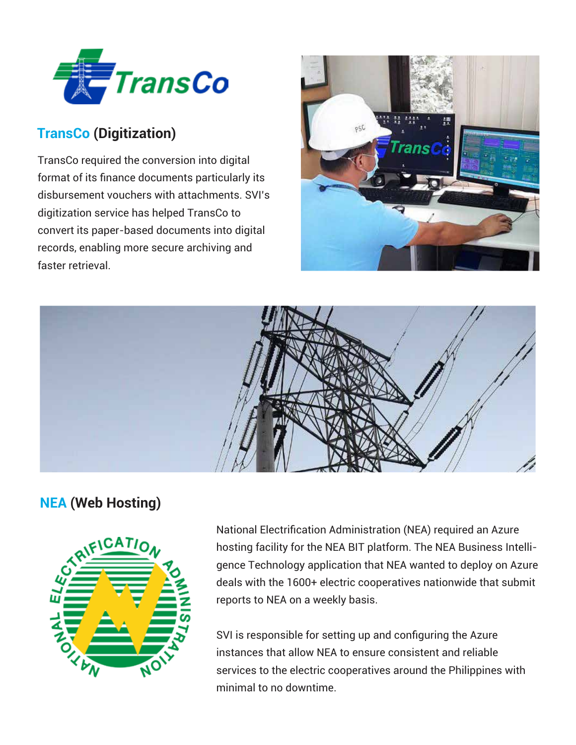## TransCo (Digitization)

TransCo required the conversion into digital format of its finance documents particularly its disbursement vouchers with attachments. SVI's digitization service has helped TransCo to convert its paper-based documents into digital records, enabling more secure archiving and faster retrieval.

## NEA (Web Hosting)

National Electrification Administration (NEA) required an Azure hosting facility for the NEA BIT platform. The NEA Business Intelligence Technology application that NEA wanted to deploy on Azure deals with the 1600+ electric cooperatives nationwide that submit reports to NEA on a weekly basis.

SVI is responsible for setting up and configuring the Azure instances that allow NEA to ensure consistent and reliable services to the electric cooperatives around the Philippines with minimal to no downtime.